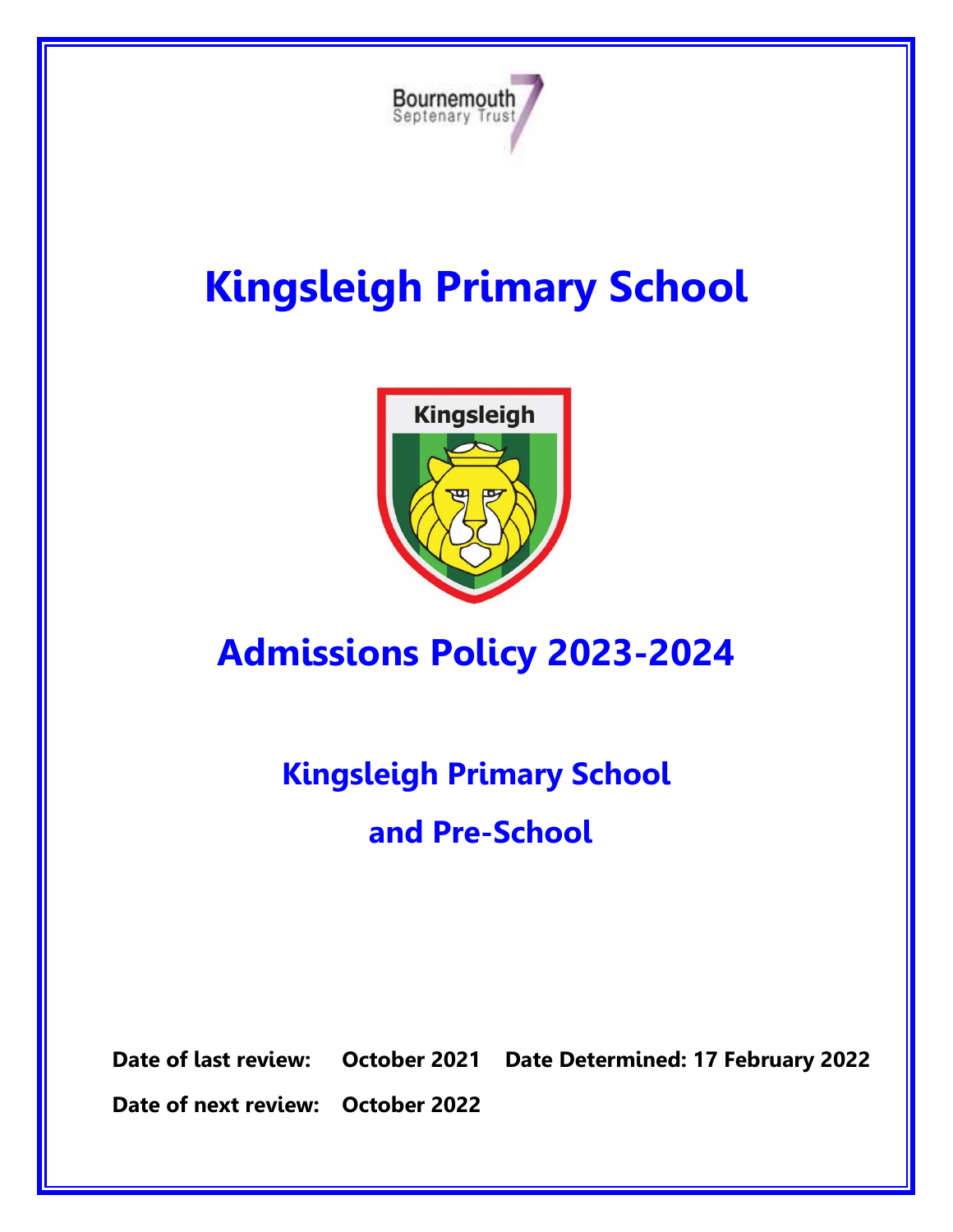Bournemouth Septenary Trust

# Kingsleigh Primary School

Kingsleigh

## Admissions Policy 2023-2024

### Kingsleigh Primary School

### and Pre-School

**Date of last review:** **October 2021** **Date Determined: 17 February 2022**

**Date of next review:** **October 2022**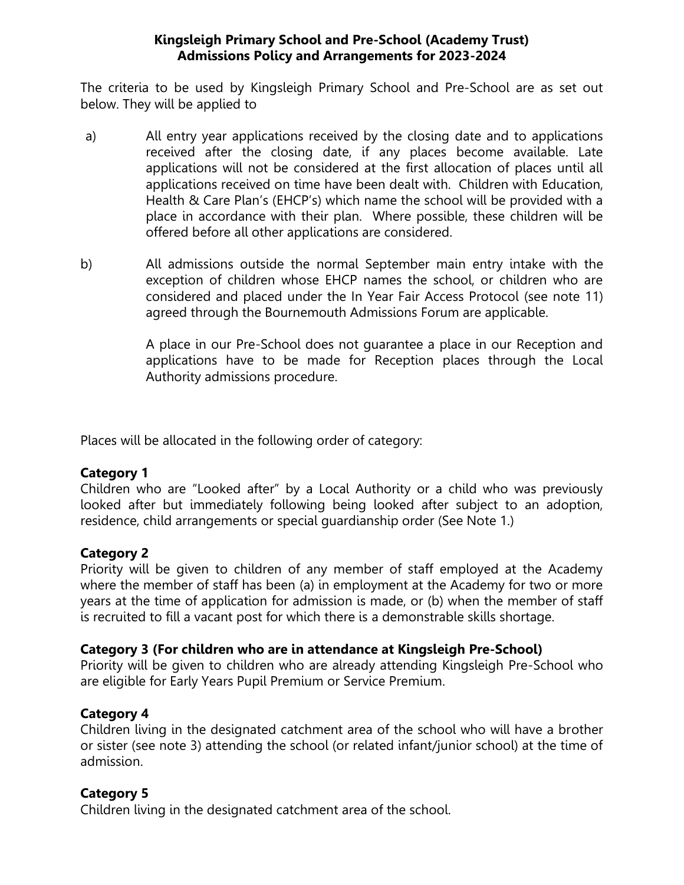**Kingsleigh Primary School and Pre-School (Academy Trust)**
**Admissions Policy and Arrangements for 2023-2024**

The criteria to be used by Kingsleigh Primary School and Pre-School are as set out below. They will be applied to

a) All entry year applications received by the closing date and to applications received after the closing date, if any places become available. Late applications will not be considered at the first allocation of places until all applications received on time have been dealt with. Children with Education, Health & Care Plan's (EHCP's) which name the school will be provided with a place in accordance with their plan. Where possible, these children will be offered before all other applications are considered.

b) All admissions outside the normal September main entry intake with the exception of children whose EHCP names the school, or children who are considered and placed under the In Year Fair Access Protocol (see note 11) agreed through the Bournemouth Admissions Forum are applicable.

A place in our Pre-School does not guarantee a place in our Reception and applications have to be made for Reception places through the Local Authority admissions procedure.

Places will be allocated in the following order of category:

**Category 1**
Children who are "Looked after" by a Local Authority or a child who was previously looked after but immediately following being looked after subject to an adoption, residence, child arrangements or special guardianship order (See Note 1.)

**Category 2**
Priority will be given to children of any member of staff employed at the Academy where the member of staff has been (a) in employment at the Academy for two or more years at the time of application for admission is made, or (b) when the member of staff is recruited to fill a vacant post for which there is a demonstrable skills shortage.

**Category 3 (For children who are in attendance at Kingsleigh Pre-School)**
Priority will be given to children who are already attending Kingsleigh Pre-School who are eligible for Early Years Pupil Premium or Service Premium.

**Category 4**
Children living in the designated catchment area of the school who will have a brother or sister (see note 3) attending the school (or related infant/junior school) at the time of admission.

**Category 5**
Children living in the designated catchment area of the school.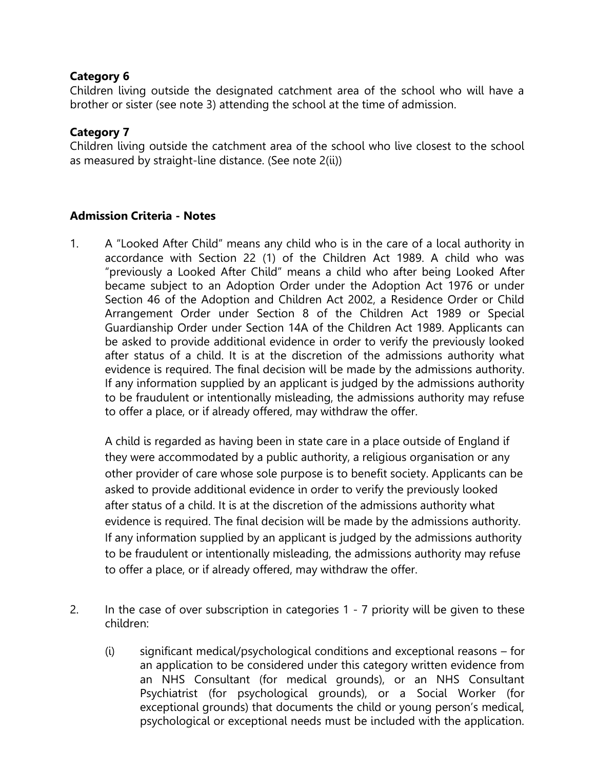**Category 6**

Children living outside the designated catchment area of the school who will have a brother or sister (see note 3) attending the school at the time of admission.

**Category 7**

Children living outside the catchment area of the school who live closest to the school as measured by straight-line distance. (See note 2(ii))

**Admission Criteria - Notes**

1. A "Looked After Child" means any child who is in the care of a local authority in accordance with Section 22 (1) of the Children Act 1989. A child who was "previously a Looked After Child" means a child who after being Looked After became subject to an Adoption Order under the Adoption Act 1976 or under Section 46 of the Adoption and Children Act 2002, a Residence Order or Child Arrangement Order under Section 8 of the Children Act 1989 or Special Guardianship Order under Section 14A of the Children Act 1989. Applicants can be asked to provide additional evidence in order to verify the previously looked after status of a child. It is at the discretion of the admissions authority what evidence is required. The final decision will be made by the admissions authority. If any information supplied by an applicant is judged by the admissions authority to be fraudulent or intentionally misleading, the admissions authority may refuse to offer a place, or if already offered, may withdraw the offer.

   A child is regarded as having been in state care in a place outside of England if they were accommodated by a public authority, a religious organisation or any other provider of care whose sole purpose is to benefit society. Applicants can be asked to provide additional evidence in order to verify the previously looked after status of a child. It is at the discretion of the admissions authority what evidence is required. The final decision will be made by the admissions authority. If any information supplied by an applicant is judged by the admissions authority to be fraudulent or intentionally misleading, the admissions authority may refuse to offer a place, or if already offered, may withdraw the offer.

2. In the case of over subscription in categories 1 - 7 priority will be given to these children:

   (i) significant medical/psychological conditions and exceptional reasons – for an application to be considered under this category written evidence from an NHS Consultant (for medical grounds), or an NHS Consultant Psychiatrist (for psychological grounds), or a Social Worker (for exceptional grounds) that documents the child or young person's medical, psychological or exceptional needs must be included with the application.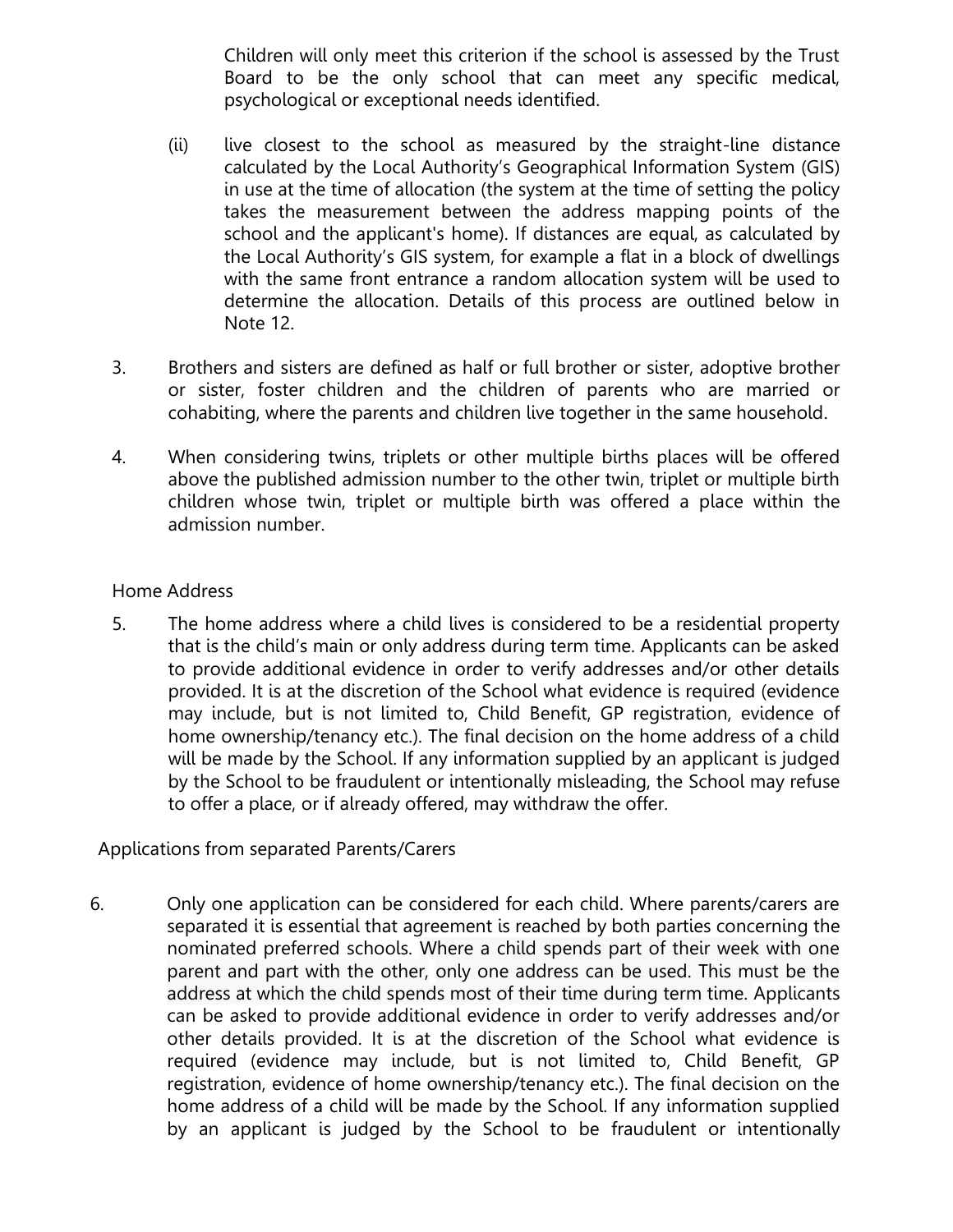Children will only meet this criterion if the school is assessed by the Trust Board to be the only school that can meet any specific medical, psychological or exceptional needs identified.

(ii) live closest to the school as measured by the straight-line distance calculated by the Local Authority's Geographical Information System (GIS) in use at the time of allocation (the system at the time of setting the policy takes the measurement between the address mapping points of the school and the applicant's home). If distances are equal, as calculated by the Local Authority's GIS system, for example a flat in a block of dwellings with the same front entrance a random allocation system will be used to determine the allocation. Details of this process are outlined below in Note 12.

3. Brothers and sisters are defined as half or full brother or sister, adoptive brother or sister, foster children and the children of parents who are married or cohabiting, where the parents and children live together in the same household.

4. When considering twins, triplets or other multiple births places will be offered above the published admission number to the other twin, triplet or multiple birth children whose twin, triplet or multiple birth was offered a place within the admission number.

Home Address

5. The home address where a child lives is considered to be a residential property that is the child's main or only address during term time. Applicants can be asked to provide additional evidence in order to verify addresses and/or other details provided. It is at the discretion of the School what evidence is required (evidence may include, but is not limited to, Child Benefit, GP registration, evidence of home ownership/tenancy etc.). The final decision on the home address of a child will be made by the School. If any information supplied by an applicant is judged by the School to be fraudulent or intentionally misleading, the School may refuse to offer a place, or if already offered, may withdraw the offer.

Applications from separated Parents/Carers

6. Only one application can be considered for each child. Where parents/carers are separated it is essential that agreement is reached by both parties concerning the nominated preferred schools. Where a child spends part of their week with one parent and part with the other, only one address can be used. This must be the address at which the child spends most of their time during term time. Applicants can be asked to provide additional evidence in order to verify addresses and/or other details provided. It is at the discretion of the School what evidence is required (evidence may include, but is not limited to, Child Benefit, GP registration, evidence of home ownership/tenancy etc.). The final decision on the home address of a child will be made by the School. If any information supplied by an applicant is judged by the School to be fraudulent or intentionally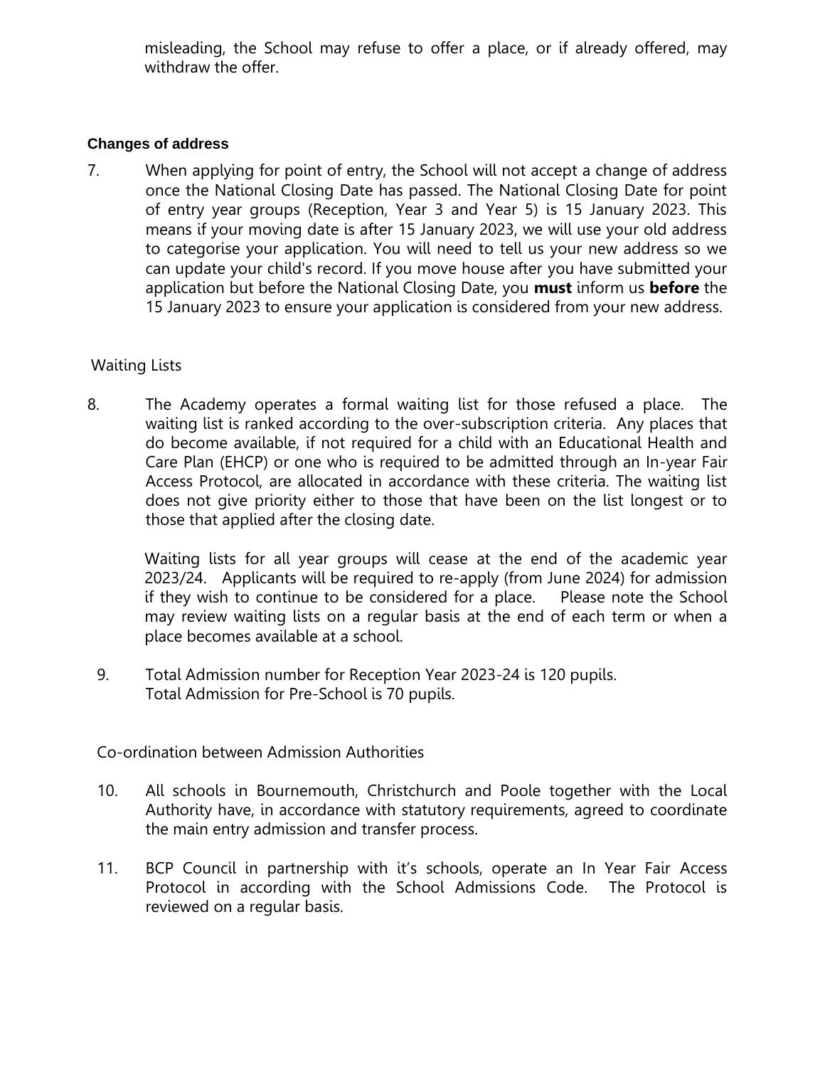misleading, the School may refuse to offer a place, or if already offered, may withdraw the offer.

### Changes of address

7. When applying for point of entry, the School will not accept a change of address once the National Closing Date has passed. The National Closing Date for point of entry year groups (Reception, Year 3 and Year 5) is 15 January 2023. This means if your moving date is after 15 January 2023, we will use your old address to categorise your application. You will need to tell us your new address so we can update your child's record. If you move house after you have submitted your application but before the National Closing Date, you **must** inform us **before** the 15 January 2023 to ensure your application is considered from your new address.

### Waiting Lists

8. The Academy operates a formal waiting list for those refused a place. The waiting list is ranked according to the over-subscription criteria. Any places that do become available, if not required for a child with an Educational Health and Care Plan (EHCP) or one who is required to be admitted through an In-year Fair Access Protocol, are allocated in accordance with these criteria. The waiting list does not give priority either to those that have been on the list longest or to those that applied after the closing date.

   Waiting lists for all year groups will cease at the end of the academic year 2023/24. Applicants will be required to re-apply (from June 2024) for admission if they wish to continue to be considered for a place. Please note the School may review waiting lists on a regular basis at the end of each term or when a place becomes available at a school.

9. Total Admission number for Reception Year 2023-24 is 120 pupils.
   Total Admission for Pre-School is 70 pupils.

### Co-ordination between Admission Authorities

10. All schools in Bournemouth, Christchurch and Poole together with the Local Authority have, in accordance with statutory requirements, agreed to coordinate the main entry admission and transfer process.

11. BCP Council in partnership with it's schools, operate an In Year Fair Access Protocol in according with the School Admissions Code. The Protocol is reviewed on a regular basis.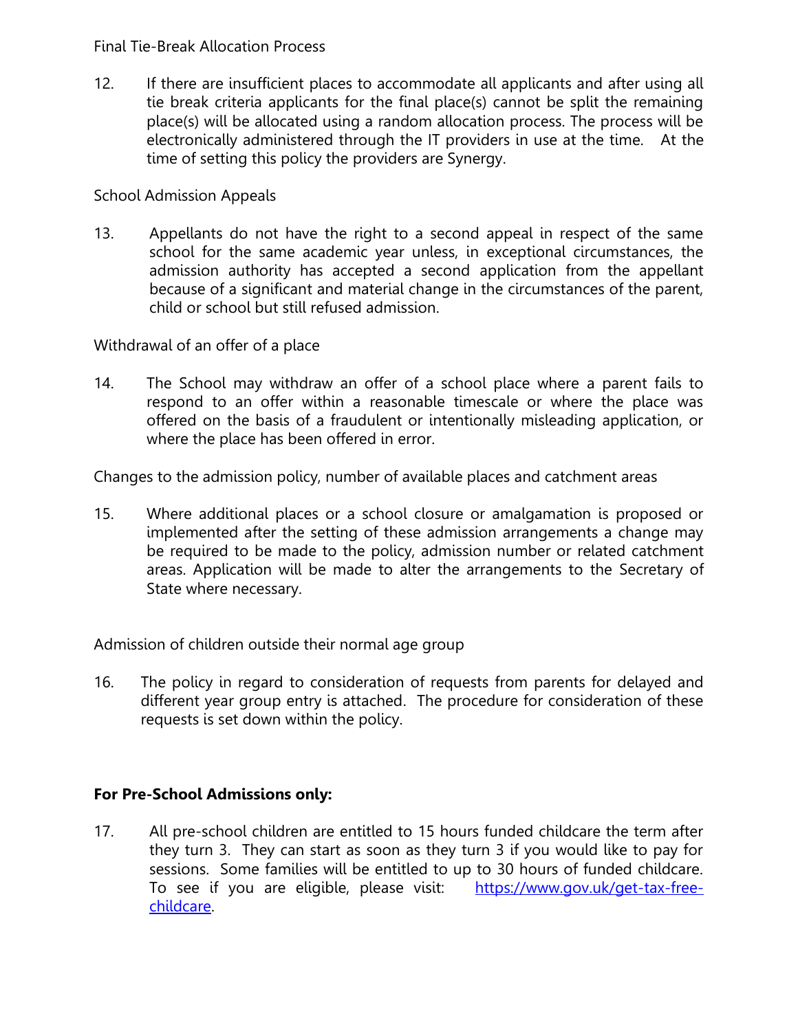Final Tie-Break Allocation Process

12. If there are insufficient places to accommodate all applicants and after using all tie break criteria applicants for the final place(s) cannot be split the remaining place(s) will be allocated using a random allocation process. The process will be electronically administered through the IT providers in use at the time. At the time of setting this policy the providers are Synergy.

School Admission Appeals

13. Appellants do not have the right to a second appeal in respect of the same school for the same academic year unless, in exceptional circumstances, the admission authority has accepted a second application from the appellant because of a significant and material change in the circumstances of the parent, child or school but still refused admission.

Withdrawal of an offer of a place

14. The School may withdraw an offer of a school place where a parent fails to respond to an offer within a reasonable timescale or where the place was offered on the basis of a fraudulent or intentionally misleading application, or where the place has been offered in error.

Changes to the admission policy, number of available places and catchment areas

15. Where additional places or a school closure or amalgamation is proposed or implemented after the setting of these admission arrangements a change may be required to be made to the policy, admission number or related catchment areas. Application will be made to alter the arrangements to the Secretary of State where necessary.

Admission of children outside their normal age group

16. The policy in regard to consideration of requests from parents for delayed and different year group entry is attached. The procedure for consideration of these requests is set down within the policy.

**For Pre-School Admissions only:**

17. All pre-school children are entitled to 15 hours funded childcare the term after they turn 3. They can start as soon as they turn 3 if you would like to pay for sessions. Some families will be entitled to up to 30 hours of funded childcare. To see if you are eligible, please visit: [https://www.gov.uk/get-tax-free-childcare](https://www.gov.uk/get-tax-free-childcare).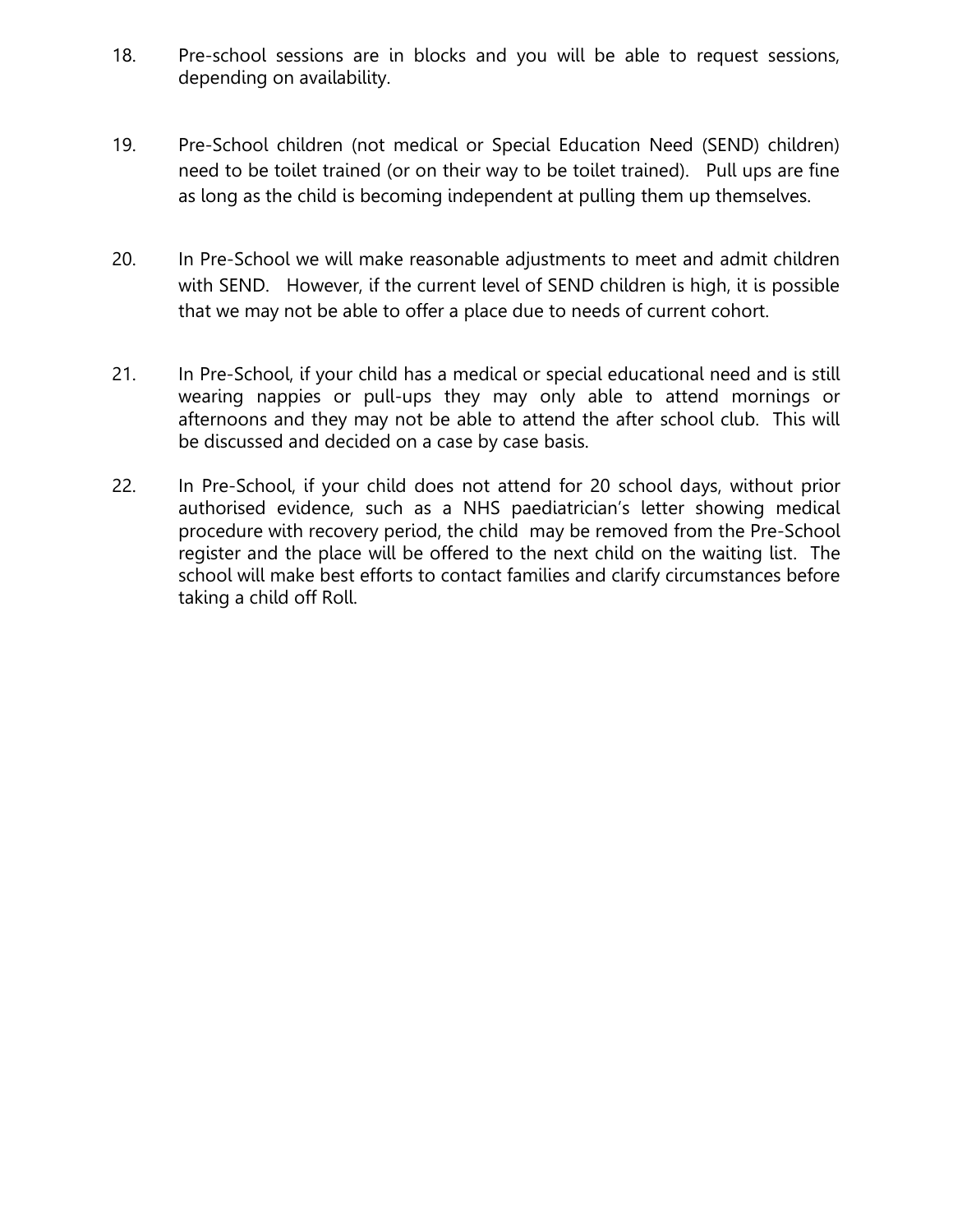18. Pre-school sessions are in blocks and you will be able to request sessions, depending on availability.

19. Pre-School children (not medical or Special Education Need (SEND) children) need to be toilet trained (or on their way to be toilet trained). Pull ups are fine as long as the child is becoming independent at pulling them up themselves.

20. In Pre-School we will make reasonable adjustments to meet and admit children with SEND. However, if the current level of SEND children is high, it is possible that we may not be able to offer a place due to needs of current cohort.

21. In Pre-School, if your child has a medical or special educational need and is still wearing nappies or pull-ups they may only able to attend mornings or afternoons and they may not be able to attend the after school club. This will be discussed and decided on a case by case basis.

22. In Pre-School, if your child does not attend for 20 school days, without prior authorised evidence, such as a NHS paediatrician's letter showing medical procedure with recovery period, the child may be removed from the Pre-School register and the place will be offered to the next child on the waiting list. The school will make best efforts to contact families and clarify circumstances before taking a child off Roll.